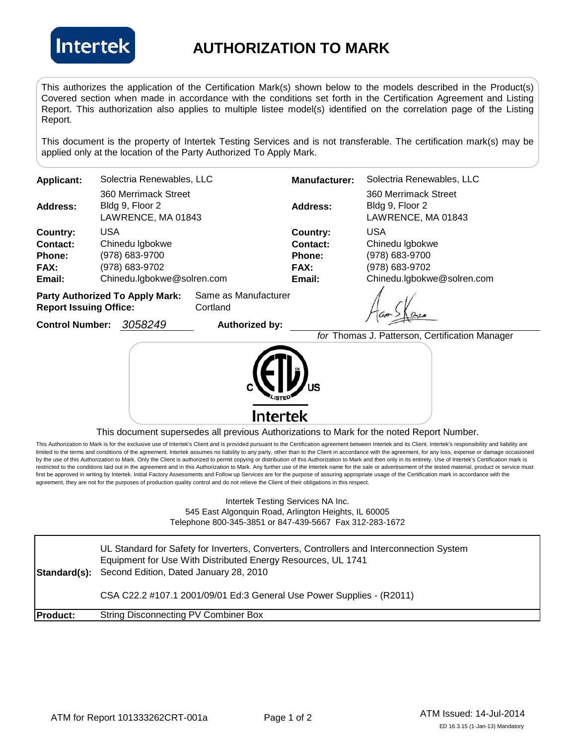# AUTHORIZATION TO MARK

This authorizes the application of the Certification Mark(s) shown below to the models described in the Product(s) Covered section when made in accordance with the conditions set forth in the Certification Agreement and Listing Report. This authorization also applies to multiple listee model(s) identified on the correlation page of the Listing Report.

This document is the property of Intertek Testing Services and is not transferable. The certification mark(s) may be applied only at the location of the Party Authorized To Apply Mark.

| | | | |
|---|---|---|---|
| **Applicant:** | Solectria Renewables, LLC | **Manufacturer:** | Solectria Renewables, LLC |
| **Address:** | 360 Merrimack Street<br>Bldg 9, Floor 2<br>LAWRENCE, MA 01843 | **Address:** | 360 Merrimack Street<br>Bldg 9, Floor 2<br>LAWRENCE, MA 01843 |
| **Country:** | USA | **Country:** | USA |
| **Contact:** | Chinedu Igbokwe | **Contact:** | Chinedu Igbokwe |
| **Phone:** | (978) 683-9700 | **Phone:** | (978) 683-9700 |
| **FAX:** | (978) 683-9702 | **FAX:** | (978) 683-9702 |
| **Email:** | Chinedu.Igbokwe@solren.com | **Email:** | Chinedu.Igbokwe@solren.com |

**Party Authorized To Apply Mark:** Same as Manufacturer
**Report Issuing Office:** Cortland

**Control Number:** *3058249* **Authorized by:**

*for* Thomas J. Patterson, Certification Manager

C ETL LISTED US
Intertek

This document supersedes all previous Authorizations to Mark for the noted Report Number.

This Authorization to Mark is for the exclusive use of Intertek's Client and is provided pursuant to the Certification agreement between Intertek and its Client. Intertek's responsibility and liability are limited to the terms and conditions of the agreement. Intertek assumes no liability to any party, other than to the Client in accordance with the agreement, for any loss, expense or damage occasioned by the use of this Authorization to Mark. Only the Client is authorized to permit copying or distribution of this Authorization to Mark and then only in its entirety. Use of Intertek's Certification mark is restricted to the conditions laid out in the agreement and in this Authorization to Mark. Any further use of the Intertek name for the sale or advertisement of the tested material, product or service must first be approved in writing by Intertek. Initial Factory Assessments and Follow up Services are for the purpose of assuring appropriate usage of the Certification mark in accordance with the agreement, they are not for the purposes of production quality control and do not relieve the Client of their obligations in this respect.

Intertek Testing Services NA Inc.
545 East Algonquin Road, Arlington Heights, IL 60005
Telephone 800-345-3851 or 847-439-5667 Fax 312-283-1672

| | |
|---|---|
| **Standard(s):** | UL Standard for Safety for Inverters, Converters, Controllers and Interconnection System Equipment for Use With Distributed Energy Resources, UL 1741 Second Edition, Dated January 28, 2010<br><br>CSA C22.2 #107.1 2001/09/01 Ed:3 General Use Power Supplies - (R2011) |
| **Product:** | String Disconnecting PV Combiner Box |

ATM for Report 101333262CRT-001a

ATM Issued: 14-Jul-2014

ED 16.3.15 (1-Jan-13) Mandatory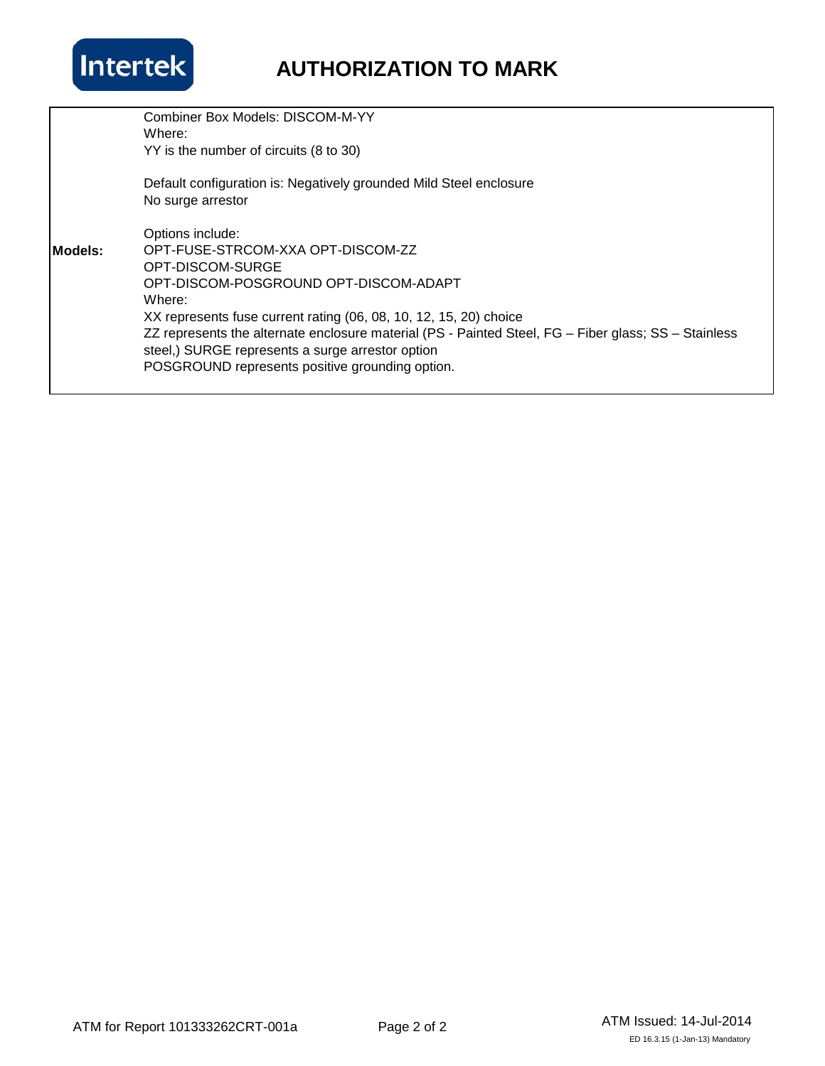# AUTHORIZATION TO MARK

| | |
|---|---|
| **Models:** | Combiner Box Models: DISCOM-M-YY<br>Where:<br>YY is the number of circuits (8 to 30)<br><br>Default configuration is: Negatively grounded Mild Steel enclosure<br>No surge arrestor<br><br>Options include:<br>OPT-FUSE-STRCOM-XXA OPT-DISCOM-ZZ<br>OPT-DISCOM-SURGE<br>OPT-DISCOM-POSGROUND OPT-DISCOM-ADAPT<br>Where:<br>XX represents fuse current rating (06, 08, 10, 12, 15, 20) choice<br>ZZ represents the alternate enclosure material (PS - Painted Steel, FG – Fiber glass; SS – Stainless steel,) SURGE represents a surge arrestor option<br>POSGROUND represents positive grounding option. |

ATM for Report 101333262CRT-001a

ATM Issued: 14-Jul-2014

ED 16.3.15 (1-Jan-13) Mandatory